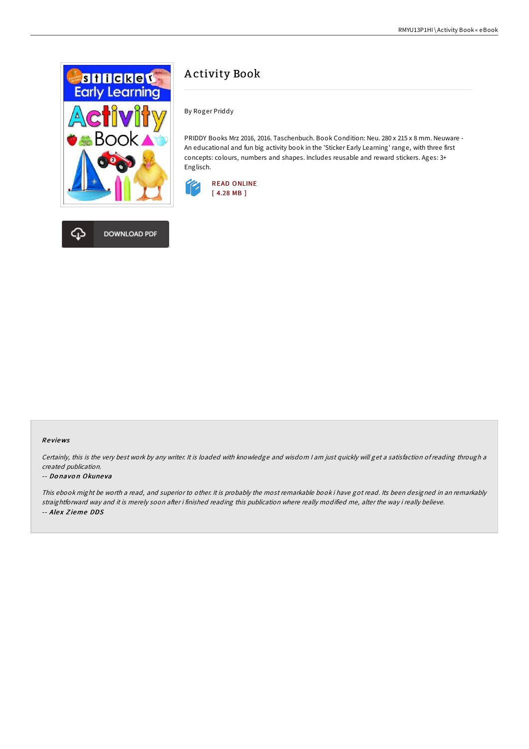# Activity Book

By Roger Priddy

PRIDDY Books Mrz 2016, 2016. Taschenbuch. Book Condition: Neu. 280 x 215 x 8 mm. Neuware - An educational and fun big activity book in the 'Sticker Early Learning' range, with three first concepts: colours, numbers and shapes. Includes reusable and reward stickers. Ages: 3+ Englisch.

READ ONLINE
[ 4.28 MB ]

DOWNLOAD PDF

### Reviews

*Certainly, this is the very best work by any writer. It is loaded with knowledge and wisdom I am just quickly will get a satisfaction of reading through a created publication.*

-- ***Donavon Okuneva***

*This ebook might be worth a read, and superior to other. It is probably the most remarkable book i have got read. Its been designed in an remarkably straightforward way and it is merely soon after i finished reading this publication where really modified me, alter the way i really believe.*

-- ***Alex Zieme DDS***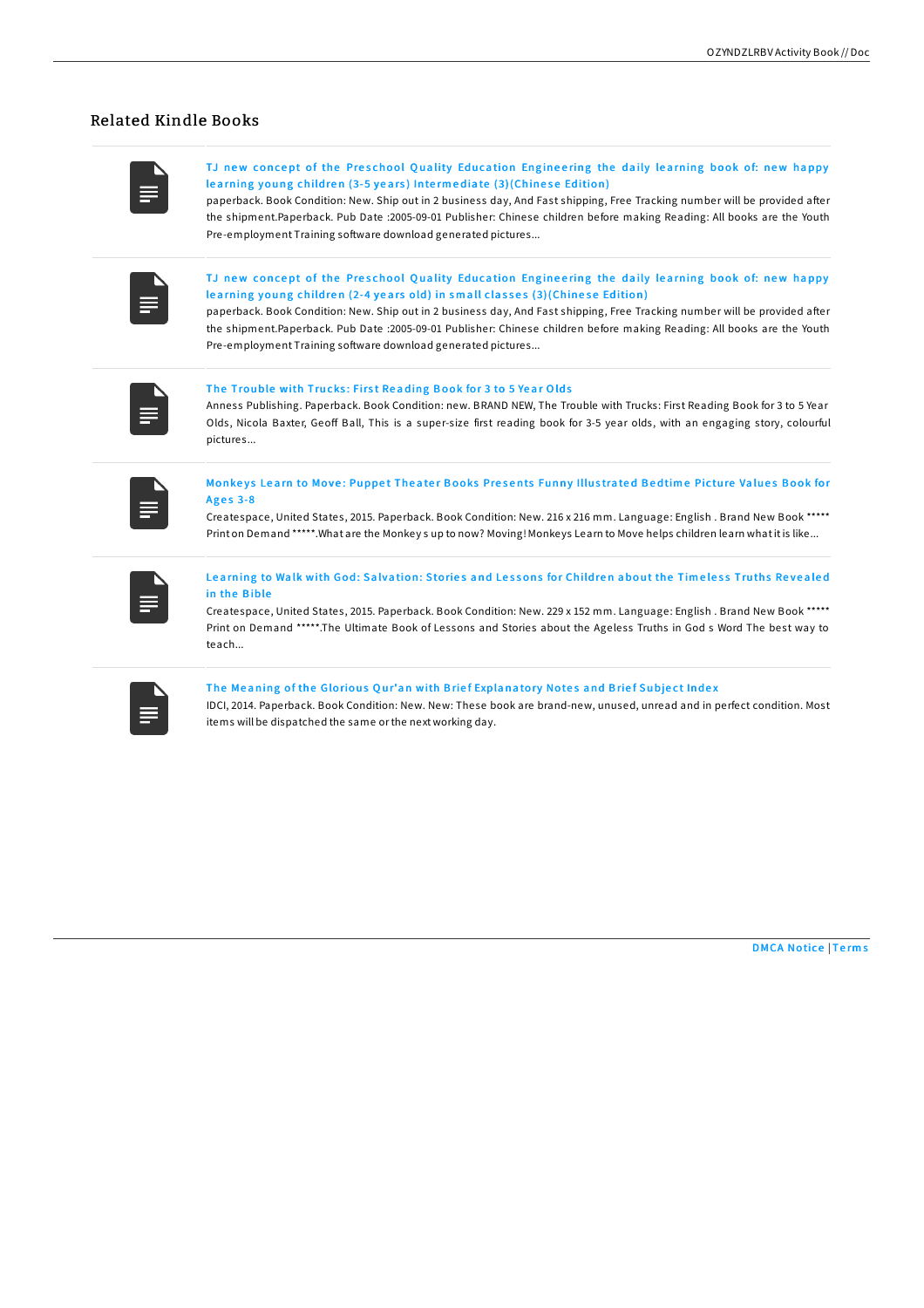## Related Kindle Books

**TJ new concept of the Preschool Quality Education Engineering the daily learning book of: new happy learning young children (3-5 years) Intermediate (3)(Chinese Edition)**

paperback. Book Condition: New. Ship out in 2 business day, And Fast shipping, Free Tracking number will be provided after the shipment.Paperback. Pub Date :2005-09-01 Publisher: Chinese children before making Reading: All books are the Youth Pre-employment Training software download generated pictures...

**TJ new concept of the Preschool Quality Education Engineering the daily learning book of: new happy learning young children (2-4 years old) in small classes (3)(Chinese Edition)**

paperback. Book Condition: New. Ship out in 2 business day, And Fast shipping, Free Tracking number will be provided after the shipment.Paperback. Pub Date :2005-09-01 Publisher: Chinese children before making Reading: All books are the Youth Pre-employment Training software download generated pictures...

**The Trouble with Trucks: First Reading Book for 3 to 5 Year Olds**

Anness Publishing. Paperback. Book Condition: new. BRAND NEW, The Trouble with Trucks: First Reading Book for 3 to 5 Year Olds, Nicola Baxter, Geoff Ball, This is a super-size first reading book for 3-5 year olds, with an engaging story, colourful pictures...

**Monkeys Learn to Move: Puppet Theater Books Presents Funny Illustrated Bedtime Picture Values Book for Ages 3-8**

Createspace, United States, 2015. Paperback. Book Condition: New. 216 x 216 mm. Language: English . Brand New Book ***** Print on Demand *****.What are the Monkey s up to now? Moving! Monkeys Learn to Move helps children learn what it is like...

**Learning to Walk with God: Salvation: Stories and Lessons for Children about the Timeless Truths Revealed in the Bible**

Createspace, United States, 2015. Paperback. Book Condition: New. 229 x 152 mm. Language: English . Brand New Book ***** Print on Demand *****.The Ultimate Book of Lessons and Stories about the Ageless Truths in God s Word The best way to teach...

**The Meaning of the Glorious Qur'an with Brief Explanatory Notes and Brief Subject Index**

IDCI, 2014. Paperback. Book Condition: New. New: These book are brand-new, unused, unread and in perfect condition. Most items will be dispatched the same or the next working day.